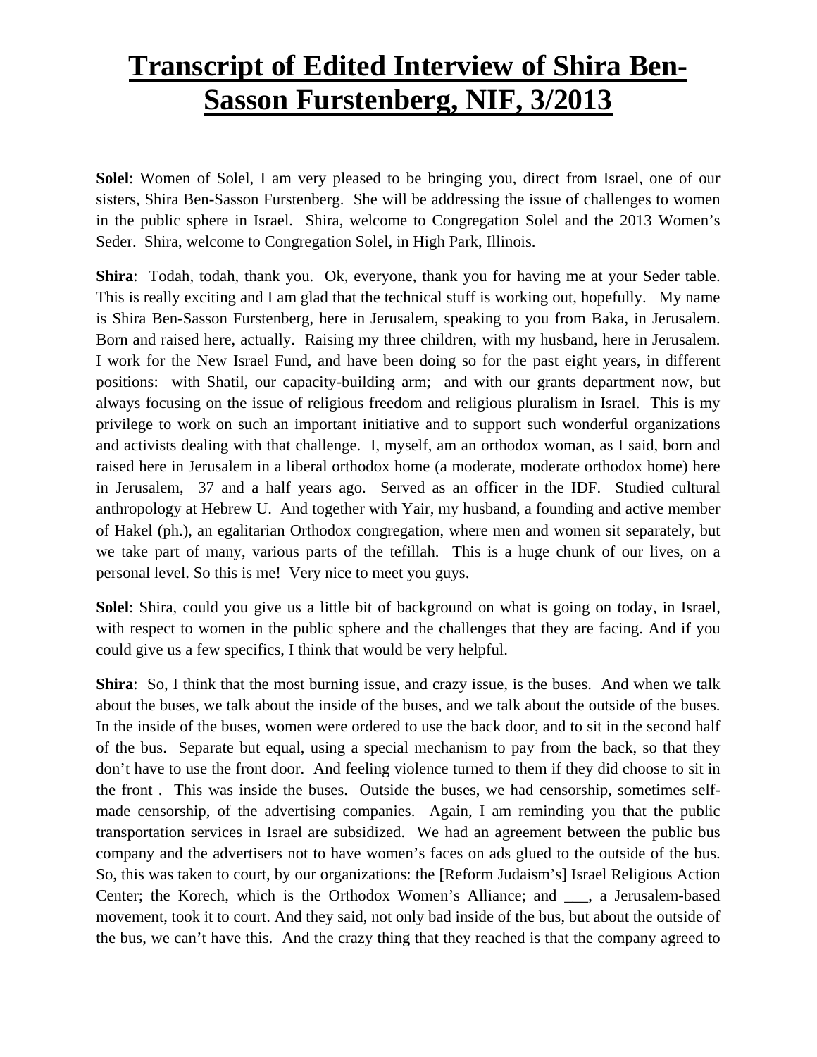# Transcript of Edited Interview of Shira Ben-Sasson Furstenberg, NIF, 3/2013

**Solel**: Women of Solel, I am very pleased to be bringing you, direct from Israel, one of our sisters, Shira Ben-Sasson Furstenberg. She will be addressing the issue of challenges to women in the public sphere in Israel. Shira, welcome to Congregation Solel and the 2013 Women's Seder. Shira, welcome to Congregation Solel, in High Park, Illinois.

**Shira**: Todah, todah, thank you. Ok, everyone, thank you for having me at your Seder table. This is really exciting and I am glad that the technical stuff is working out, hopefully. My name is Shira Ben-Sasson Furstenberg, here in Jerusalem, speaking to you from Baka, in Jerusalem. Born and raised here, actually. Raising my three children, with my husband, here in Jerusalem. I work for the New Israel Fund, and have been doing so for the past eight years, in different positions: with Shatil, our capacity-building arm; and with our grants department now, but always focusing on the issue of religious freedom and religious pluralism in Israel. This is my privilege to work on such an important initiative and to support such wonderful organizations and activists dealing with that challenge. I, myself, am an orthodox woman, as I said, born and raised here in Jerusalem in a liberal orthodox home (a moderate, moderate orthodox home) here in Jerusalem, 37 and a half years ago. Served as an officer in the IDF. Studied cultural anthropology at Hebrew U. And together with Yair, my husband, a founding and active member of Hakel (ph.), an egalitarian Orthodox congregation, where men and women sit separately, but we take part of many, various parts of the tefillah. This is a huge chunk of our lives, on a personal level. So this is me! Very nice to meet you guys.

**Solel**: Shira, could you give us a little bit of background on what is going on today, in Israel, with respect to women in the public sphere and the challenges that they are facing. And if you could give us a few specifics, I think that would be very helpful.

**Shira**: So, I think that the most burning issue, and crazy issue, is the buses. And when we talk about the buses, we talk about the inside of the buses, and we talk about the outside of the buses. In the inside of the buses, women were ordered to use the back door, and to sit in the second half of the bus. Separate but equal, using a special mechanism to pay from the back, so that they don't have to use the front door. And feeling violence turned to them if they did choose to sit in the front . This was inside the buses. Outside the buses, we had censorship, sometimes self-made censorship, of the advertising companies. Again, I am reminding you that the public transportation services in Israel are subsidized. We had an agreement between the public bus company and the advertisers not to have women's faces on ads glued to the outside of the bus. So, this was taken to court, by our organizations: the [Reform Judaism's] Israel Religious Action Center; the Korech, which is the Orthodox Women's Alliance; and ___, a Jerusalem-based movement, took it to court. And they said, not only bad inside of the bus, but about the outside of the bus, we can't have this. And the crazy thing that they reached is that the company agreed to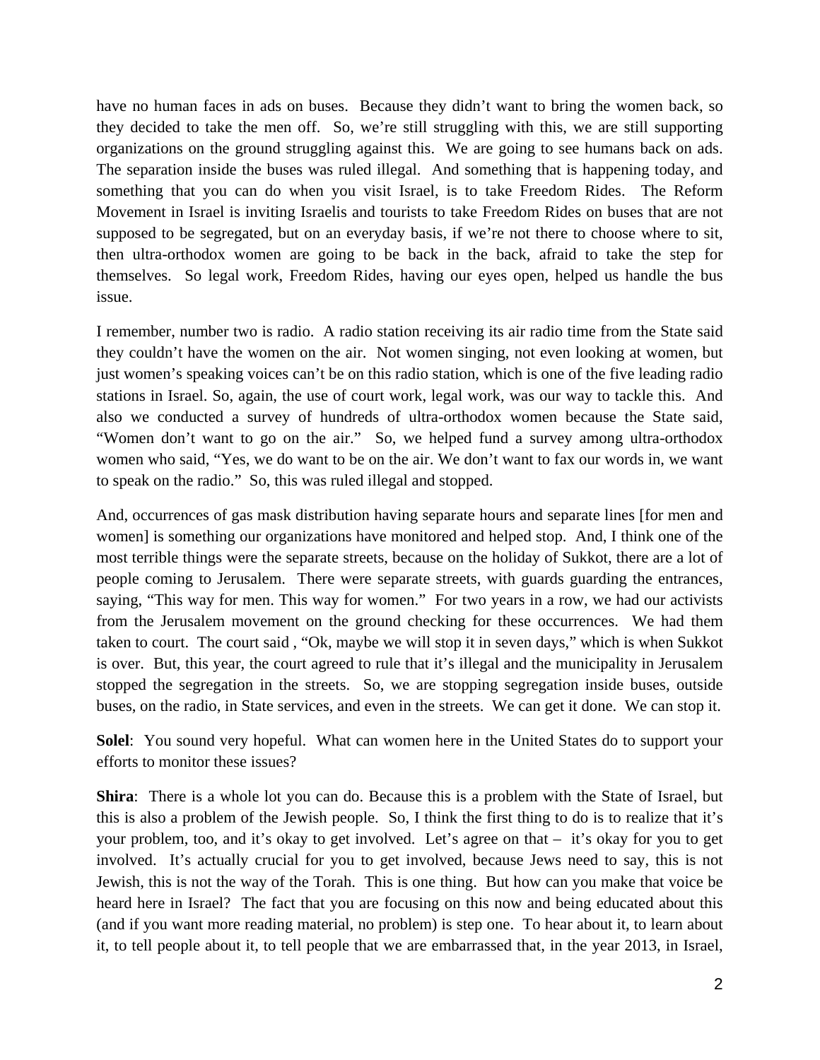have no human faces in ads on buses. Because they didn't want to bring the women back, so they decided to take the men off. So, we're still struggling with this, we are still supporting organizations on the ground struggling against this. We are going to see humans back on ads. The separation inside the buses was ruled illegal. And something that is happening today, and something that you can do when you visit Israel, is to take Freedom Rides. The Reform Movement in Israel is inviting Israelis and tourists to take Freedom Rides on buses that are not supposed to be segregated, but on an everyday basis, if we're not there to choose where to sit, then ultra-orthodox women are going to be back in the back, afraid to take the step for themselves. So legal work, Freedom Rides, having our eyes open, helped us handle the bus issue.

I remember, number two is radio. A radio station receiving its air radio time from the State said they couldn't have the women on the air. Not women singing, not even looking at women, but just women's speaking voices can't be on this radio station, which is one of the five leading radio stations in Israel. So, again, the use of court work, legal work, was our way to tackle this. And also we conducted a survey of hundreds of ultra-orthodox women because the State said, "Women don't want to go on the air." So, we helped fund a survey among ultra-orthodox women who said, "Yes, we do want to be on the air. We don't want to fax our words in, we want to speak on the radio." So, this was ruled illegal and stopped.

And, occurrences of gas mask distribution having separate hours and separate lines [for men and women] is something our organizations have monitored and helped stop. And, I think one of the most terrible things were the separate streets, because on the holiday of Sukkot, there are a lot of people coming to Jerusalem. There were separate streets, with guards guarding the entrances, saying, "This way for men. This way for women." For two years in a row, we had our activists from the Jerusalem movement on the ground checking for these occurrences. We had them taken to court. The court said , "Ok, maybe we will stop it in seven days," which is when Sukkot is over. But, this year, the court agreed to rule that it's illegal and the municipality in Jerusalem stopped the segregation in the streets. So, we are stopping segregation inside buses, outside buses, on the radio, in State services, and even in the streets. We can get it done. We can stop it.

**Solel**: You sound very hopeful. What can women here in the United States do to support your efforts to monitor these issues?

**Shira**: There is a whole lot you can do. Because this is a problem with the State of Israel, but this is also a problem of the Jewish people. So, I think the first thing to do is to realize that it's your problem, too, and it's okay to get involved. Let's agree on that – it's okay for you to get involved. It's actually crucial for you to get involved, because Jews need to say, this is not Jewish, this is not the way of the Torah. This is one thing. But how can you make that voice be heard here in Israel? The fact that you are focusing on this now and being educated about this (and if you want more reading material, no problem) is step one. To hear about it, to learn about it, to tell people about it, to tell people that we are embarrassed that, in the year 2013, in Israel,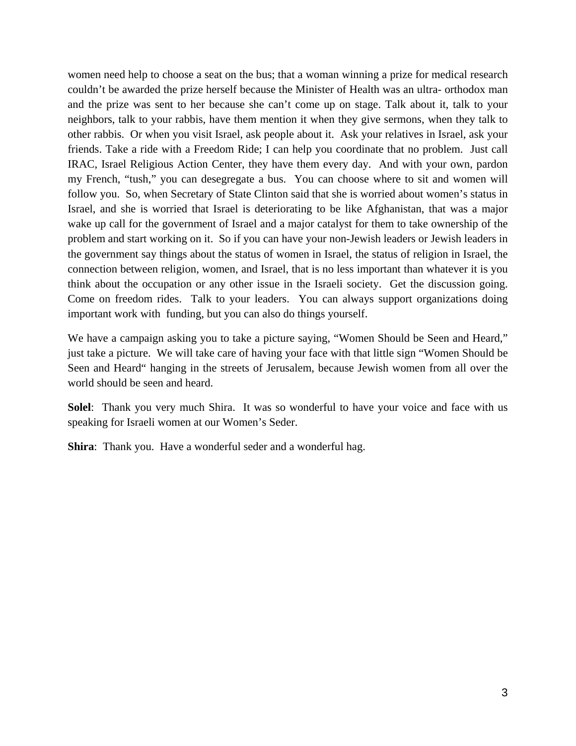women need help to choose a seat on the bus; that a woman winning a prize for medical research couldn't be awarded the prize herself because the Minister of Health was an ultra- orthodox man and the prize was sent to her because she can't come up on stage. Talk about it, talk to your neighbors, talk to your rabbis, have them mention it when they give sermons, when they talk to other rabbis. Or when you visit Israel, ask people about it. Ask your relatives in Israel, ask your friends. Take a ride with a Freedom Ride; I can help you coordinate that no problem. Just call IRAC, Israel Religious Action Center, they have them every day. And with your own, pardon my French, "tush," you can desegregate a bus. You can choose where to sit and women will follow you. So, when Secretary of State Clinton said that she is worried about women's status in Israel, and she is worried that Israel is deteriorating to be like Afghanistan, that was a major wake up call for the government of Israel and a major catalyst for them to take ownership of the problem and start working on it. So if you can have your non-Jewish leaders or Jewish leaders in the government say things about the status of women in Israel, the status of religion in Israel, the connection between religion, women, and Israel, that is no less important than whatever it is you think about the occupation or any other issue in the Israeli society. Get the discussion going. Come on freedom rides. Talk to your leaders. You can always support organizations doing important work with funding, but you can also do things yourself.

We have a campaign asking you to take a picture saying, "Women Should be Seen and Heard," just take a picture. We will take care of having your face with that little sign "Women Should be Seen and Heard" hanging in the streets of Jerusalem, because Jewish women from all over the world should be seen and heard.

**Solel**: Thank you very much Shira. It was so wonderful to have your voice and face with us speaking for Israeli women at our Women's Seder.

**Shira**: Thank you. Have a wonderful seder and a wonderful hag.